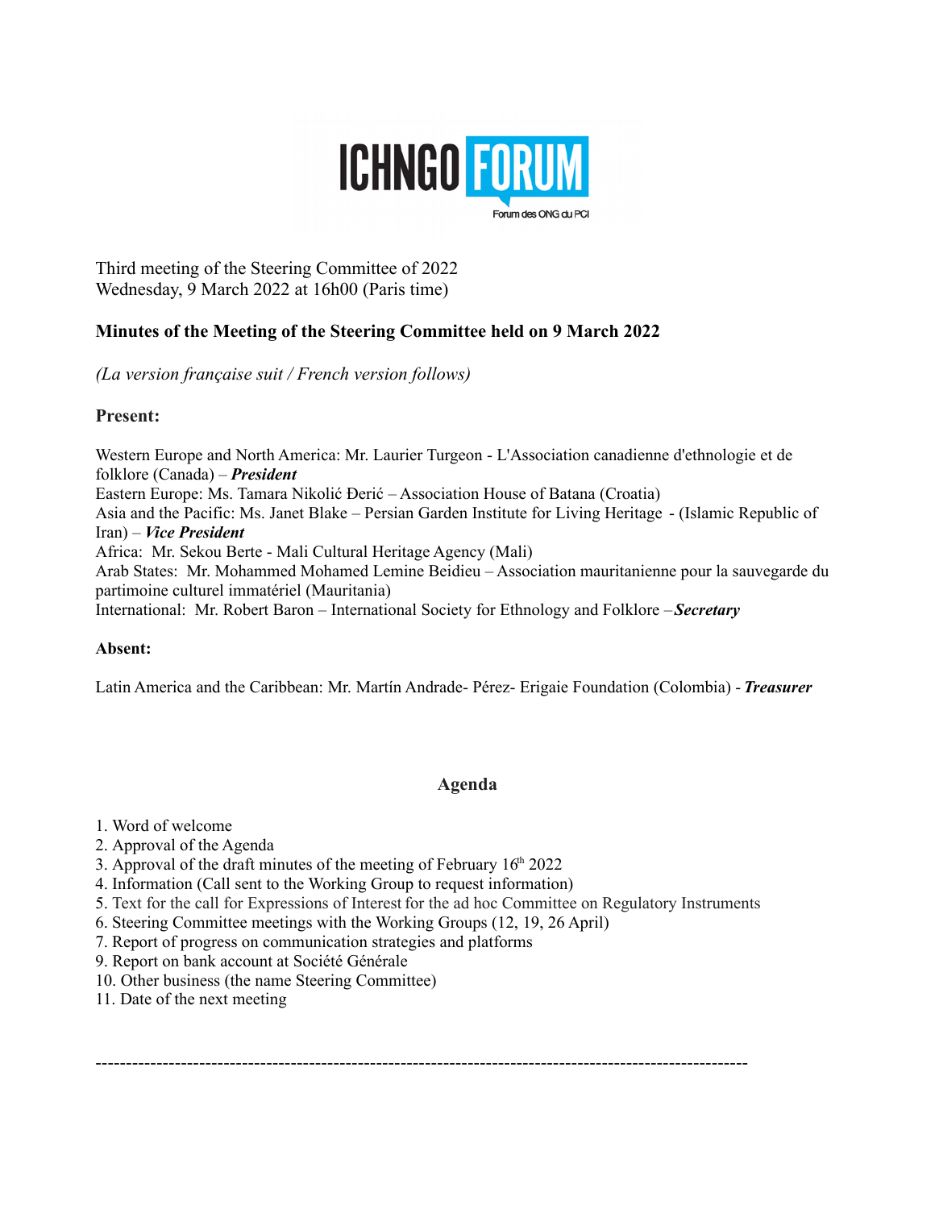ICHNGO FORUM

Forum des ONG du PCI

Third meeting of the Steering Committee of 2022
Wednesday, 9 March 2022 at 16h00 (Paris time)

**Minutes of the Meeting of the Steering Committee held on 9 March 2022**

*(La version française suit / French version follows)*

**Present:**

Western Europe and North America: Mr. Laurier Turgeon - L'Association canadienne d'ethnologie et de folklore (Canada) – ***President***
Eastern Europe: Ms. Tamara Nikolić Đerić – Association House of Batana (Croatia)
Asia and the Pacific: Ms. Janet Blake – Persian Garden Institute for Living Heritage - (Islamic Republic of Iran) – ***Vice President***
Africa: Mr. Sekou Berte - Mali Cultural Heritage Agency (Mali)
Arab States: Mr. Mohammed Mohamed Lemine Beidieu – Association mauritanienne pour la sauvegarde du partimoine culturel immatériel (Mauritania)
International: Mr. Robert Baron – International Society for Ethnology and Folklore –***Secretary***

**Absent:**

Latin America and the Caribbean: Mr. Martín Andrade- Pérez- Erigaie Foundation (Colombia) - ***Treasurer***

**Agenda**

1. Word of welcome
2. Approval of the Agenda
3. Approval of the draft minutes of the meeting of February 16th 2022
4. Information (Call sent to the Working Group to request information)
5. Text for the call for Expressions of Interest for the ad hoc Committee on Regulatory Instruments
6. Steering Committee meetings with the Working Groups (12, 19, 26 April)
7. Report of progress on communication strategies and platforms
9. Report on bank account at Société Générale
10. Other business (the name Steering Committee)
11. Date of the next meeting

---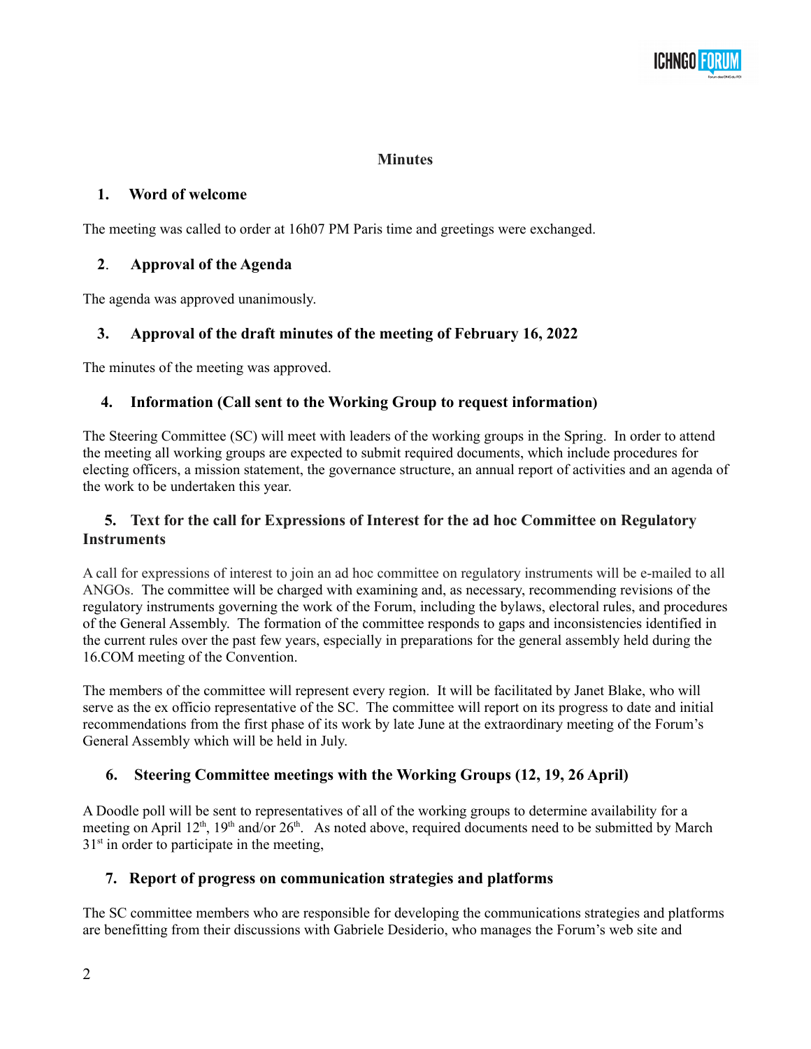**Minutes**

## 1. Word of welcome

The meeting was called to order at 16h07 PM Paris time and greetings were exchanged.

## 2. Approval of the Agenda

The agenda was approved unanimously.

## 3. Approval of the draft minutes of the meeting of February 16, 2022

The minutes of the meeting was approved.

## 4. Information (Call sent to the Working Group to request information)

The Steering Committee (SC) will meet with leaders of the working groups in the Spring. In order to attend the meeting all working groups are expected to submit required documents, which include procedures for electing officers, a mission statement, the governance structure, an annual report of activities and an agenda of the work to be undertaken this year.

## 5. Text for the call for Expressions of Interest for the ad hoc Committee on Regulatory Instruments

A call for expressions of interest to join an ad hoc committee on regulatory instruments will be e-mailed to all ANGOs. The committee will be charged with examining and, as necessary, recommending revisions of the regulatory instruments governing the work of the Forum, including the bylaws, electoral rules, and procedures of the General Assembly. The formation of the committee responds to gaps and inconsistencies identified in the current rules over the past few years, especially in preparations for the general assembly held during the 16.COM meeting of the Convention.

The members of the committee will represent every region. It will be facilitated by Janet Blake, who will serve as the ex officio representative of the SC. The committee will report on its progress to date and initial recommendations from the first phase of its work by late June at the extraordinary meeting of the Forum's General Assembly which will be held in July.

## 6. Steering Committee meetings with the Working Groups (12, 19, 26 April)

A Doodle poll will be sent to representatives of all of the working groups to determine availability for a meeting on April 12th, 19th and/or 26th. As noted above, required documents need to be submitted by March 31st in order to participate in the meeting,

## 7. Report of progress on communication strategies and platforms

The SC committee members who are responsible for developing the communications strategies and platforms are benefitting from their discussions with Gabriele Desiderio, who manages the Forum's web site and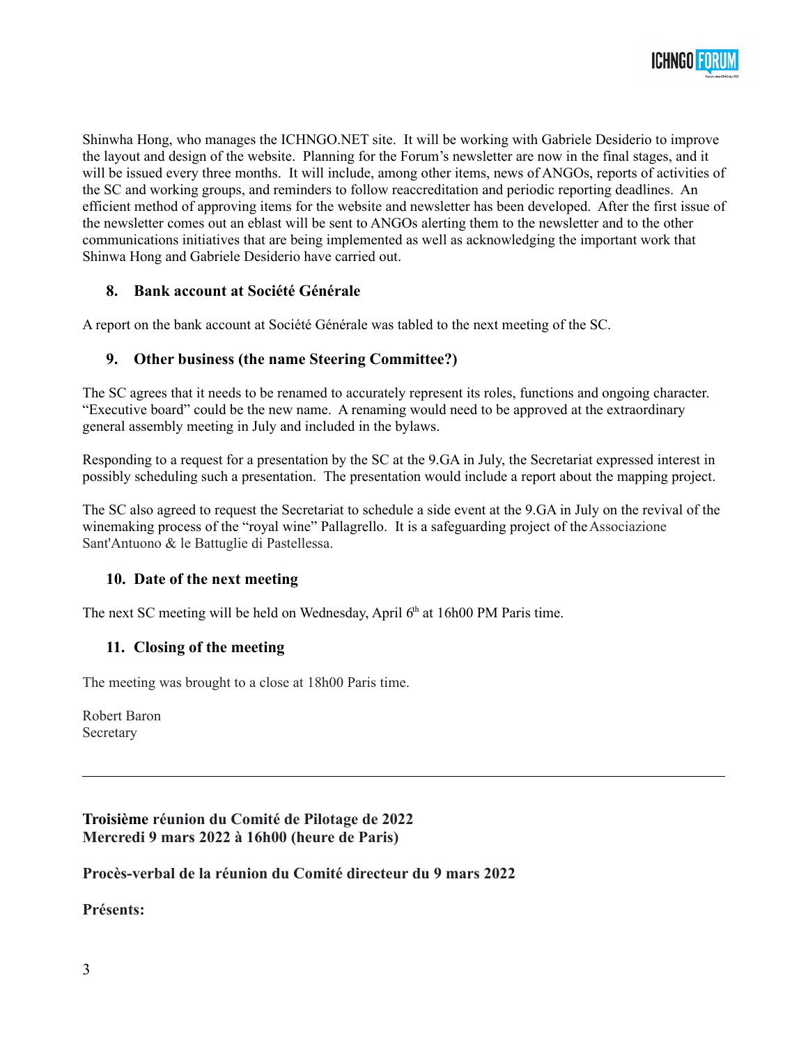Shinwha Hong, who manages the ICHNGO.NET site. It will be working with Gabriele Desiderio to improve the layout and design of the website. Planning for the Forum's newsletter are now in the final stages, and it will be issued every three months. It will include, among other items, news of ANGOs, reports of activities of the SC and working groups, and reminders to follow reaccreditation and periodic reporting deadlines. An efficient method of approving items for the website and newsletter has been developed. After the first issue of the newsletter comes out an eblast will be sent to ANGOs alerting them to the newsletter and to the other communications initiatives that are being implemented as well as acknowledging the important work that Shinwa Hong and Gabriele Desiderio have carried out.

### 8. Bank account at Société Générale

A report on the bank account at Société Générale was tabled to the next meeting of the SC.

### 9. Other business (the name Steering Committee?)

The SC agrees that it needs to be renamed to accurately represent its roles, functions and ongoing character. "Executive board" could be the new name. A renaming would need to be approved at the extraordinary general assembly meeting in July and included in the bylaws.

Responding to a request for a presentation by the SC at the 9.GA in July, the Secretariat expressed interest in possibly scheduling such a presentation. The presentation would include a report about the mapping project.

The SC also agreed to request the Secretariat to schedule a side event at the 9.GA in July on the revival of the winemaking process of the "royal wine" Pallagrello. It is a safeguarding project of the Associazione Sant'Antuono & le Battuglie di Pastellessa.

### 10. Date of the next meeting

The next SC meeting will be held on Wednesday, April 6th at 16h00 PM Paris time.

### 11. Closing of the meeting

The meeting was brought to a close at 18h00 Paris time.

Robert Baron
Secretary

---

**Troisième réunion du Comité de Pilotage de 2022**
**Mercredi 9 mars 2022 à 16h00 (heure de Paris)**

**Procès-verbal de la réunion du Comité directeur du 9 mars 2022**

**Présents:**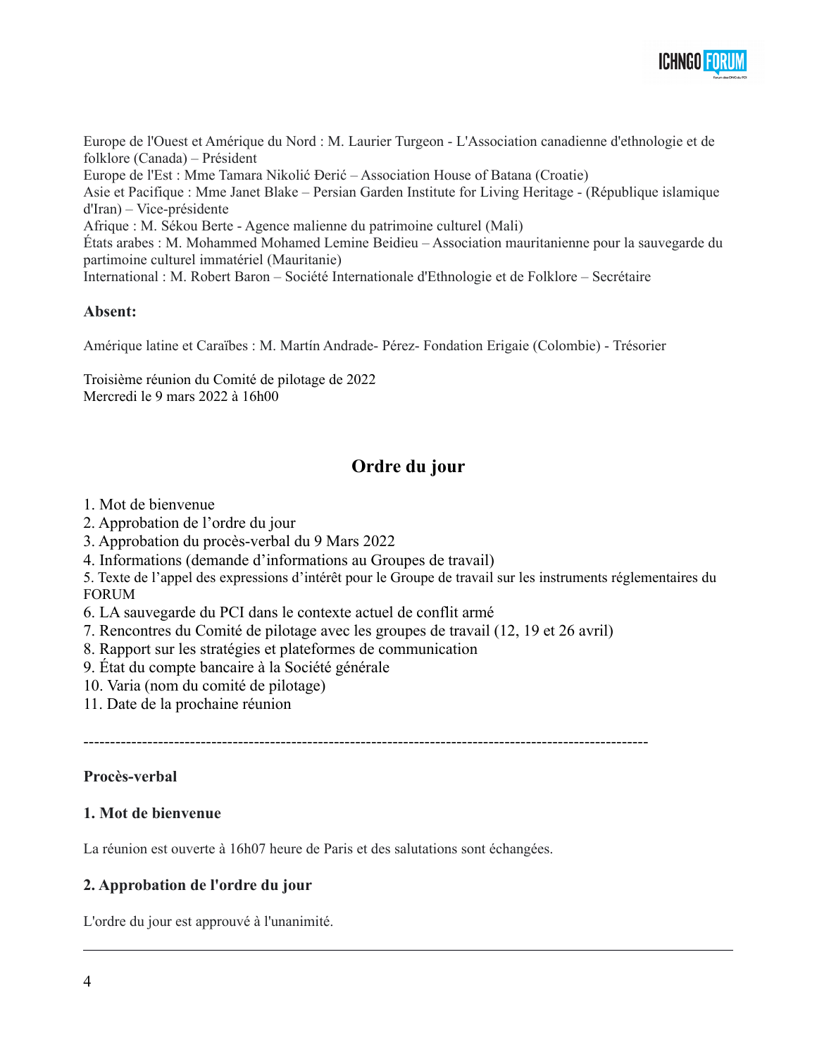Europe de l'Ouest et Amérique du Nord : M. Laurier Turgeon - L'Association canadienne d'ethnologie et de folklore (Canada) – Président
Europe de l'Est : Mme Tamara Nikolić Đerić – Association House of Batana (Croatie)
Asie et Pacifique : Mme Janet Blake – Persian Garden Institute for Living Heritage - (République islamique d'Iran) – Vice-présidente
Afrique : M. Sékou Berte - Agence malienne du patrimoine culturel (Mali)
États arabes : M. Mohammed Mohamed Lemine Beidieu – Association mauritanienne pour la sauvegarde du partimoine culturel immatériel (Mauritanie)
International : M. Robert Baron – Société Internationale d'Ethnologie et de Folklore – Secrétaire

**Absent:**

Amérique latine et Caraïbes : M. Martín Andrade- Pérez- Fondation Erigaie (Colombie) - Trésorier

Troisième réunion du Comité de pilotage de 2022
Mercredi le 9 mars 2022 à 16h00

## Ordre du jour

1. Mot de bienvenue
2. Approbation de l'ordre du jour
3. Approbation du procès-verbal du 9 Mars 2022
4. Informations (demande d'informations au Groupes de travail)
5. Texte de l'appel des expressions d'intérêt pour le Groupe de travail sur les instruments réglementaires du FORUM
6. LA sauvegarde du PCI dans le contexte actuel de conflit armé
7. Rencontres du Comité de pilotage avec les groupes de travail (12, 19 et 26 avril)
8. Rapport sur les stratégies et plateformes de communication
9. État du compte bancaire à la Société générale
10. Varia (nom du comité de pilotage)
11. Date de la prochaine réunion

---

**Procès-verbal**

**1. Mot de bienvenue**

La réunion est ouverte à 16h07 heure de Paris et des salutations sont échangées.

**2. Approbation de l'ordre du jour**

L'ordre du jour est approuvé à l'unanimité.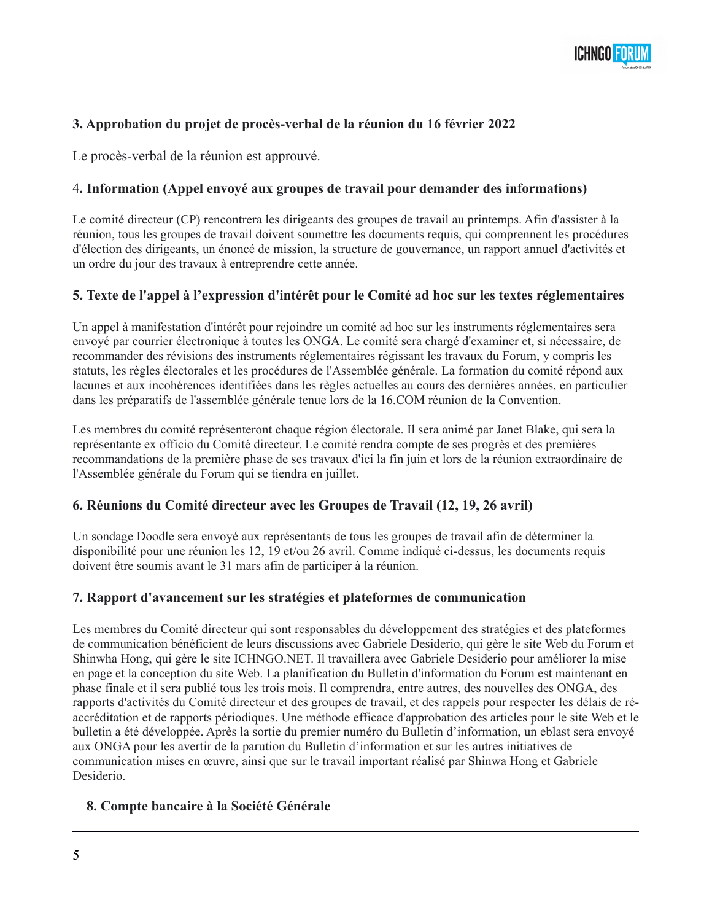### 3. Approbation du projet de procès-verbal de la réunion du 16 février 2022

Le procès-verbal de la réunion est approuvé.

### 4. Information (Appel envoyé aux groupes de travail pour demander des informations)

Le comité directeur (CP) rencontrera les dirigeants des groupes de travail au printemps. Afin d'assister à la réunion, tous les groupes de travail doivent soumettre les documents requis, qui comprennent les procédures d'élection des dirigeants, un énoncé de mission, la structure de gouvernance, un rapport annuel d'activités et un ordre du jour des travaux à entreprendre cette année.

### 5. Texte de l'appel à l'expression d'intérêt pour le Comité ad hoc sur les textes réglementaires

Un appel à manifestation d'intérêt pour rejoindre un comité ad hoc sur les instruments réglementaires sera envoyé par courrier électronique à toutes les ONGA. Le comité sera chargé d'examiner et, si nécessaire, de recommander des révisions des instruments réglementaires régissant les travaux du Forum, y compris les statuts, les règles électorales et les procédures de l'Assemblée générale. La formation du comité répond aux lacunes et aux incohérences identifiées dans les règles actuelles au cours des dernières années, en particulier dans les préparatifs de l'assemblée générale tenue lors de la 16.COM réunion de la Convention.

Les membres du comité représenteront chaque région électorale. Il sera animé par Janet Blake, qui sera la représentante ex officio du Comité directeur. Le comité rendra compte de ses progrès et des premières recommandations de la première phase de ses travaux d'ici la fin juin et lors de la réunion extraordinaire de l'Assemblée générale du Forum qui se tiendra en juillet.

### 6. Réunions du Comité directeur avec les Groupes de Travail (12, 19, 26 avril)

Un sondage Doodle sera envoyé aux représentants de tous les groupes de travail afin de déterminer la disponibilité pour une réunion les 12, 19 et/ou 26 avril. Comme indiqué ci-dessus, les documents requis doivent être soumis avant le 31 mars afin de participer à la réunion.

### 7. Rapport d'avancement sur les stratégies et plateformes de communication

Les membres du Comité directeur qui sont responsables du développement des stratégies et des plateformes de communication bénéficient de leurs discussions avec Gabriele Desiderio, qui gère le site Web du Forum et Shinwha Hong, qui gère le site ICHNGO.NET. Il travaillera avec Gabriele Desiderio pour améliorer la mise en page et la conception du site Web. La planification du Bulletin d'information du Forum est maintenant en phase finale et il sera publié tous les trois mois. Il comprendra, entre autres, des nouvelles des ONGA, des rapports d'activités du Comité directeur et des groupes de travail, et des rappels pour respecter les délais de ré-accréditation et de rapports périodiques. Une méthode efficace d'approbation des articles pour le site Web et le bulletin a été développée. Après la sortie du premier numéro du Bulletin d'information, un eblast sera envoyé aux ONGA pour les avertir de la parution du Bulletin d'information et sur les autres initiatives de communication mises en œuvre, ainsi que sur le travail important réalisé par Shinwha Hong et Gabriele Desiderio.

### 8. Compte bancaire à la Société Générale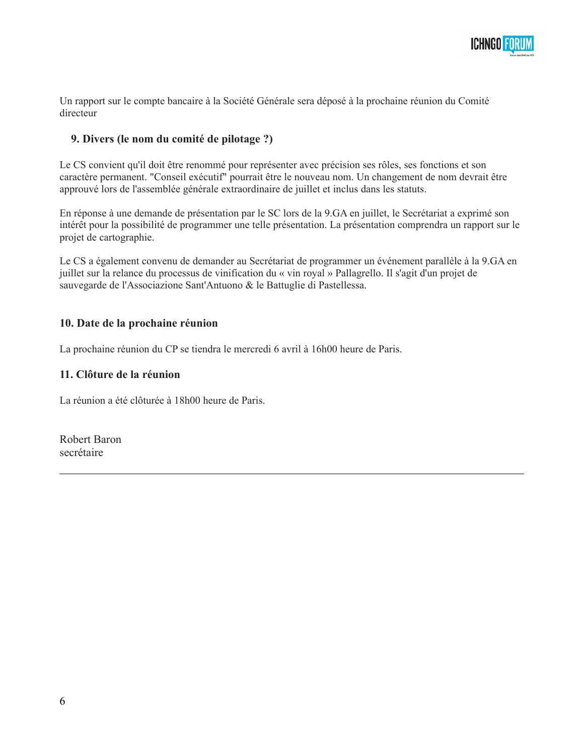Un rapport sur le compte bancaire à la Société Générale sera déposé à la prochaine réunion du Comité directeur

### 9. Divers (le nom du comité de pilotage ?)

Le CS convient qu'il doit être renommé pour représenter avec précision ses rôles, ses fonctions et son caractère permanent. "Conseil exécutif" pourrait être le nouveau nom. Un changement de nom devrait être approuvé lors de l'assemblée générale extraordinaire de juillet et inclus dans les statuts.

En réponse à une demande de présentation par le SC lors de la 9.GA en juillet, le Secrétariat a exprimé son intérêt pour la possibilité de programmer une telle présentation. La présentation comprendra un rapport sur le projet de cartographie.

Le CS a également convenu de demander au Secrétariat de programmer un événement parallèle à la 9.GA en juillet sur la relance du processus de vinification du « vin royal » Pallagrello. Il s'agit d'un projet de sauvegarde de l'Associazione Sant'Antuono & le Battuglie di Pastellessa.

### 10. Date de la prochaine réunion

La prochaine réunion du CP se tiendra le mercredi 6 avril à 16h00 heure de Paris.

### 11. Clôture de la réunion

La réunion a été clôturée à 18h00 heure de Paris.

Robert Baron
secrétaire

---